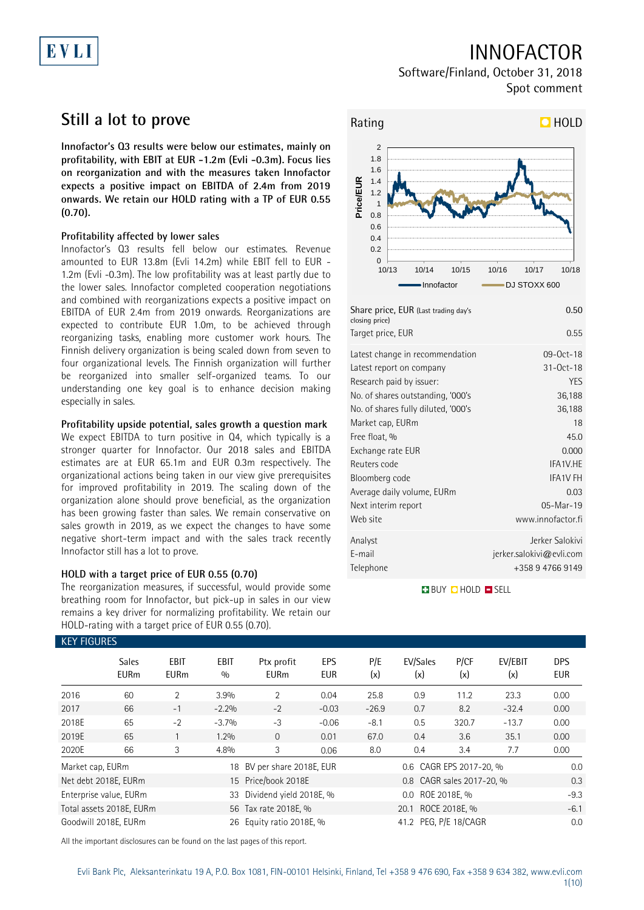# INNOFACTOR

Software/Finland, October 31, 2018

Spot comment

## Still a lot to prove

**Innofactor's Q3 results were below our estimates, mainly on profitability, with EBIT at EUR -1.2m (Evli -0.3m). Focus lies on reorganization and with the measures taken Innofactor expects a positive impact on EBITDA of 2.4m from 2019 onwards. We retain our HOLD rating with a TP of EUR 0.55 (0.70).**

### Profitability affected by lower sales

Innofactor's Q3 results fell below our estimates. Revenue amounted to EUR 13.8m (Evli 14.2m) while EBIT fell to EUR -1.2m (Evli -0.3m). The low profitability was at least partly due to the lower sales. Innofactor completed cooperation negotiations and combined with reorganizations expects a positive impact on EBITDA of EUR 2.4m from 2019 onwards. Reorganizations are expected to contribute EUR 1.0m, to be achieved through reorganizing tasks, enabling more customer work hours. The Finnish delivery organization is being scaled down from seven to four organizational levels. The Finnish organization will further be reorganized into smaller self-organized teams. To our understanding one key goal is to enhance decision making especially in sales.

### Profitability upside potential, sales growth a question mark

We expect EBITDA to turn positive in Q4, which typically is a stronger quarter for Innofactor. Our 2018 sales and EBITDA estimates are at EUR 65.1m and EUR 0.3m respectively. The organizational actions being taken in our view give prerequisites for improved profitability in 2019. The scaling down of the organization alone should prove beneficial, as the organization has been growing faster than sales. We remain conservative on sales growth in 2019, as we expect the changes to have some negative short-term impact and with the sales track recently Innofactor still has a lot to prove.

### HOLD with a target price of EUR 0.55 (0.70)

The reorganization measures, if successful, would provide some breathing room for Innofactor, but pick-up in sales in our view remains a key driver for normalizing profitability. We retain our HOLD-rating with a target price of EUR 0.55 (0.70).

**Rating: HOLD**

| | |
|---|---|
| Share price, EUR (Last trading day's closing price) | 0.50 |
| Target price, EUR | 0.55 |
| Latest change in recommendation | 09-Oct-18 |
| Latest report on company | 31-Oct-18 |
| Research paid by issuer: | YES |
| No. of shares outstanding, '000's | 36,188 |
| No. of shares fully diluted, '000's | 36,188 |
| Market cap, EURm | 18 |
| Free float, % | 45.0 |
| Exchange rate EUR | 0.000 |
| Reuters code | IFA1V.HE |
| Bloomberg code | IFA1V FH |
| Average daily volume, EURm | 0.03 |
| Next interim report | 05-Mar-19 |
| Web site | www.innofactor.fi |
| Analyst | Jerker Salokivi |
| E-mail | jerker.salokivi@evli.com |
| Telephone | +358 9 4766 9149 |

BUY / HOLD / SELL

### KEY FIGURES

| | Sales EURm | EBIT EURm | EBIT % | Ptx profit EURm | EPS EUR | P/E (x) | EV/Sales (x) | P/CF (x) | EV/EBIT (x) | DPS EUR |
|---|---|---|---|---|---|---|---|---|---|---|
| 2016 | 60 | 2 | 3.9% | 2 | 0.04 | 25.8 | 0.9 | 11.2 | 23.3 | 0.00 |
| 2017 | 66 | -1 | -2.2% | -2 | -0.03 | -26.9 | 0.7 | 8.2 | -32.4 | 0.00 |
| 2018E | 65 | -2 | -3.7% | -3 | -0.06 | -8.1 | 0.5 | 320.7 | -13.7 | 0.00 |
| 2019E | 65 | 1 | 1.2% | 0 | 0.01 | 67.0 | 0.4 | 3.6 | 35.1 | 0.00 |
| 2020E | 66 | 3 | 4.8% | 3 | 0.06 | 8.0 | 0.4 | 3.4 | 7.7 | 0.00 |

| | | | | | |
|---|---|---|---|---|---|
| Market cap, EURm | 18 | BV per share 2018E, EUR | 0.6 | CAGR EPS 2017-20, % | 0.0 |
| Net debt 2018E, EURm | 15 | Price/book 2018E | 0.8 | CAGR sales 2017-20, % | 0.3 |
| Enterprise value, EURm | 33 | Dividend yield 2018E, % | 0.0 | ROE 2018E, % | -9.3 |
| Total assets 2018E, EURm | 56 | Tax rate 2018E, % | 20.1 | ROCE 2018E, % | -6.1 |
| Goodwill 2018E, EURm | 26 | Equity ratio 2018E, % | 41.2 | PEG, P/E 18/CAGR | 0.0 |

All the important disclosures can be found on the last pages of this report.

Evli Bank Plc, Aleksanterinkatu 19 A, P.O. Box 1081, FIN-00101 Helsinki, Finland, Tel +358 9 476 690, Fax +358 9 634 382, www.evli.com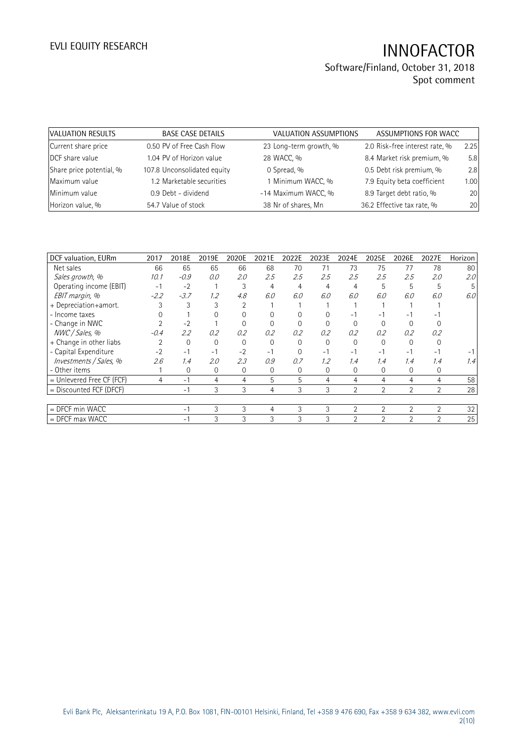| VALUATION RESULTS | | BASE CASE DETAILS | | VALUATION ASSUMPTIONS | | ASSUMPTIONS FOR WACC | |
|---|---|---|---|---|---|---|---|
| Current share price | 0.50 | PV of Free Cash Flow | 23 | Long-term growth, % | 2.0 | Risk-free interest rate, % | 2.25 |
| DCF share value | 1.04 | PV of Horizon value | 28 | WACC, % | 8.4 | Market risk premium, % | 5.8 |
| Share price potential, % | 107.8 | Unconsolidated equity | 0 | Spread, % | 0.5 | Debt risk premium, % | 2.8 |
| Maximum value | 1.2 | Marketable securities | 1 | Minimum WACC, % | 7.9 | Equity beta coefficient | 1.00 |
| Minimum value | 0.9 | Debt - dividend | -14 | Maximum WACC, % | 8.9 | Target debt ratio, % | 20 |
| Horizon value, % | 54.7 | Value of stock | 38 | Nr of shares, Mn | 36.2 | Effective tax rate, % | 20 |

| DCF valuation, EURm | 2017 | 2018E | 2019E | 2020E | 2021E | 2022E | 2023E | 2024E | 2025E | 2026E | 2027E | Horizon |
|---|---|---|---|---|---|---|---|---|---|---|---|---|
| Net sales | 66 | 65 | 65 | 66 | 68 | 70 | 71 | 73 | 75 | 77 | 78 | 80 |
| *Sales growth, %* | *10.1* | *-0.9* | *0.0* | *2.0* | *2.5* | *2.5* | *2.5* | *2.5* | *2.5* | *2.5* | *2.0* | *2.0* |
| Operating income (EBIT) | -1 | -2 | 1 | 3 | 4 | 4 | 4 | 4 | 5 | 5 | 5 | 5 |
| *EBIT margin, %* | *-2.2* | *-3.7* | *1.2* | *4.8* | *6.0* | *6.0* | *6.0* | *6.0* | *6.0* | *6.0* | *6.0* | *6.0* |
| + Depreciation+amort. | 3 | 3 | 3 | 2 | 1 | 1 | 1 | 1 | 1 | 1 | 1 | |
| - Income taxes | 0 | 1 | 0 | 0 | 0 | 0 | 0 | -1 | -1 | -1 | -1 | |
| - Change in NWC | 2 | -2 | 1 | 0 | 0 | 0 | 0 | 0 | 0 | 0 | 0 | |
| *NWC / Sales, %* | *-0.4* | *2.2* | *0.2* | *0.2* | *0.2* | *0.2* | *0.2* | *0.2* | *0.2* | *0.2* | *0.2* | |
| + Change in other liabs | 2 | 0 | 0 | 0 | 0 | 0 | 0 | 0 | 0 | 0 | 0 | |
| - Capital Expenditure | -2 | -1 | -1 | -2 | -1 | 0 | -1 | -1 | -1 | -1 | -1 | -1 |
| *Investments / Sales, %* | *2.6* | *1.4* | *2.0* | *2.3* | *0.9* | *0.7* | *1.2* | *1.4* | *1.4* | *1.4* | *1.4* | *1.4* |
| - Other items | 1 | 0 | 0 | 0 | 0 | 0 | 0 | 0 | 0 | 0 | 0 | |
| = Unlevered Free CF (FCF) | 4 | -1 | 4 | 4 | 5 | 5 | 4 | 4 | 4 | 4 | 4 | 58 |
| = Discounted FCF (DFCF) | | -1 | 3 | 3 | 4 | 3 | 3 | 2 | 2 | 2 | 2 | 28 |
| = DFCF min WACC | | -1 | 3 | 3 | 4 | 3 | 3 | 2 | 2 | 2 | 2 | 32 |
| = DFCF max WACC | | -1 | 3 | 3 | 3 | 3 | 3 | 2 | 2 | 2 | 2 | 25 |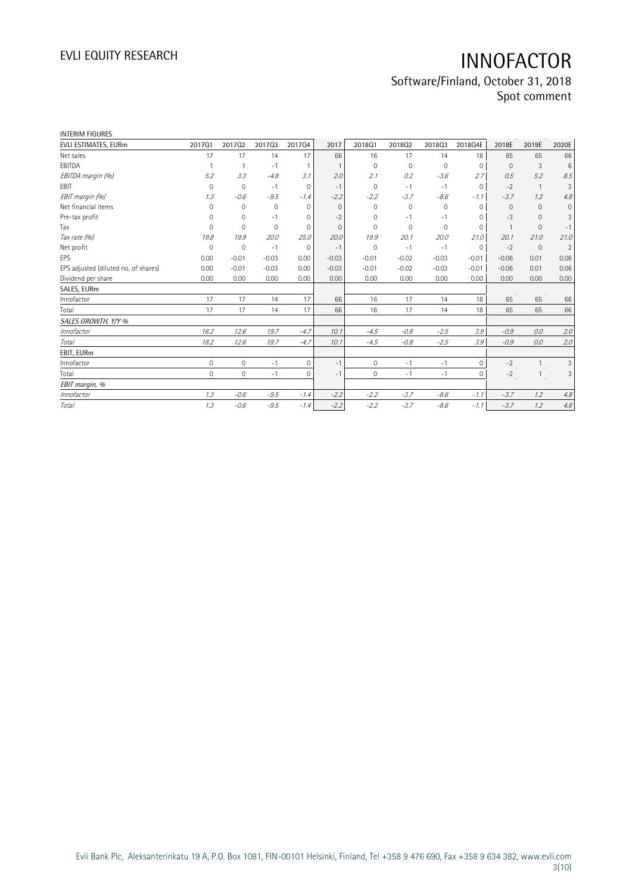INTERIM FIGURES

| EVLI ESTIMATES, EURm | 2017Q1 | 2017Q2 | 2017Q3 | 2017Q4 | 2017 | 2018Q1 | 2018Q2 | 2018Q3 | 2018Q4E | 2018E | 2019E | 2020E |
|---|---|---|---|---|---|---|---|---|---|---|---|---|
| Net sales | 17 | 17 | 14 | 17 | 66 | 16 | 17 | 14 | 18 | 65 | 65 | 66 |
| EBITDA | 1 | 1 | -1 | 1 | 1 | 0 | 0 | 0 | 0 | 0 | 3 | 6 |
| *EBITDA margin (%)* | *5.2* | *3.3* | *-4.8* | *3.1* | *2.0* | *2.1* | *0.2* | *-3.6* | *2.7* | *0.5* | *5.2* | *8.5* |
| EBIT | 0 | 0 | -1 | 0 | -1 | 0 | -1 | -1 | 0 | -2 | 1 | 3 |
| *EBIT margin (%)* | *1.3* | *-0.6* | *-9.5* | *-1.4* | *-2.2* | *-2.2* | *-3.7* | *-8.6* | *-1.1* | *-3.7* | *1.2* | *4.8* |
| Net financial items | 0 | 0 | 0 | 0 | 0 | 0 | 0 | 0 | 0 | 0 | 0 | 0 |
| Pre-tax profit | 0 | 0 | -1 | 0 | -2 | 0 | -1 | -1 | 0 | -3 | 0 | 3 |
| Tax | 0 | 0 | 0 | 0 | 0 | 0 | 0 | 0 | 0 | 1 | 0 | -1 |
| *Tax rate (%)* | *19.8* | *19.9* | *20.0* | *25.0* | *20.0* | *19.9* | *20.1* | *20.0* | *21.0* | *20.1* | *21.0* | *21.0* |
| Net profit | 0 | 0 | -1 | 0 | -1 | 0 | -1 | -1 | 0 | -2 | 0 | 2 |
| EPS | 0.00 | -0.01 | -0.03 | 0.00 | -0.03 | -0.01 | -0.02 | -0.03 | -0.01 | -0.06 | 0.01 | 0.06 |
| EPS adjusted (diluted no. of shares) | 0.00 | -0.01 | -0.03 | 0.00 | -0.03 | -0.01 | -0.02 | -0.03 | -0.01 | -0.06 | 0.01 | 0.06 |
| Dividend per share | 0.00 | 0.00 | 0.00 | 0.00 | 0.00 | 0.00 | 0.00 | 0.00 | 0.00 | 0.00 | 0.00 | 0.00 |
| SALES, EURm | | | | | | | | | | | | |
| Innofactor | 17 | 17 | 14 | 17 | 66 | 16 | 17 | 14 | 18 | 65 | 65 | 66 |
| Total | 17 | 17 | 14 | 17 | 66 | 16 | 17 | 14 | 18 | 65 | 65 | 66 |
| *SALES GROWTH, Y/Y %* | | | | | | | | | | | | |
| *Innofactor* | *18.2* | *12.6* | *19.7* | *-4.7* | *10.1* | *-4.5* | *-0.8* | *-2.5* | *3.9* | *-0.9* | *0.0* | *2.0* |
| *Total* | *18.2* | *12.6* | *19.7* | *-4.7* | *10.1* | *-4.5* | *-0.8* | *-2.5* | *3.9* | *-0.9* | *0.0* | *2.0* |
| EBIT, EURm | | | | | | | | | | | | |
| Innofactor | 0 | 0 | -1 | 0 | -1 | 0 | -1 | -1 | 0 | -2 | 1 | 3 |
| Total | 0 | 0 | -1 | 0 | -1 | 0 | -1 | -1 | 0 | -2 | 1 | 3 |
| *EBIT margin, %* | | | | | | | | | | | | |
| *Innofactor* | *1.3* | *-0.6* | *-9.5* | *-1.4* | *-2.2* | *-2.2* | *-3.7* | *-8.6* | *-1.1* | *-3.7* | *1.2* | *4.8* |
| *Total* | *1.3* | *-0.6* | *-9.5* | *-1.4* | *-2.2* | *-2.2* | *-3.7* | *-8.6* | *-1.1* | *-3.7* | *1.2* | *4.8* |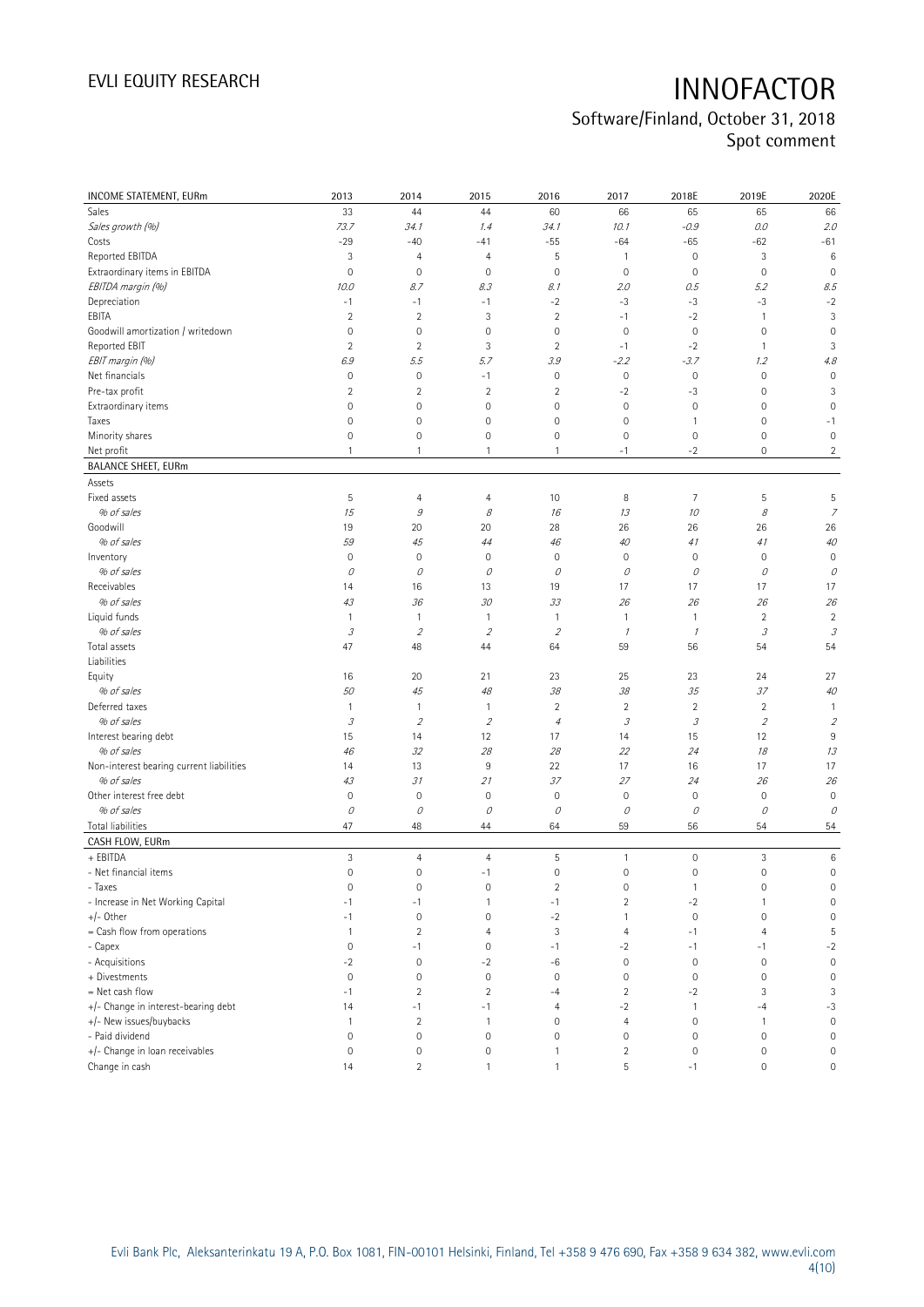| INCOME STATEMENT, EURm | 2013 | 2014 | 2015 | 2016 | 2017 | 2018E | 2019E | 2020E |
|---|---|---|---|---|---|---|---|---|
| Sales | 33 | 44 | 44 | 60 | 66 | 65 | 65 | 66 |
| *Sales growth (%)* | *73.7* | *34.1* | *1.4* | *34.1* | *10.1* | *-0.9* | *0.0* | *2.0* |
| Costs | -29 | -40 | -41 | -55 | -64 | -65 | -62 | -61 |
| Reported EBITDA | 3 | 4 | 4 | 5 | 1 | 0 | 3 | 6 |
| Extraordinary items in EBITDA | 0 | 0 | 0 | 0 | 0 | 0 | 0 | 0 |
| *EBITDA margin (%)* | *10.0* | *8.7* | *8.3* | *8.1* | *2.0* | *0.5* | *5.2* | *8.5* |
| Depreciation | -1 | -1 | -1 | -2 | -3 | -3 | -3 | -2 |
| EBITA | 2 | 2 | 3 | 2 | -1 | -2 | 1 | 3 |
| Goodwill amortization / writedown | 0 | 0 | 0 | 0 | 0 | 0 | 0 | 0 |
| Reported EBIT | 2 | 2 | 3 | 2 | -1 | -2 | 1 | 3 |
| *EBIT margin (%)* | *6.9* | *5.5* | *5.7* | *3.9* | *-2.2* | *-3.7* | *1.2* | *4.8* |
| Net financials | 0 | 0 | -1 | 0 | 0 | 0 | 0 | 0 |
| Pre-tax profit | 2 | 2 | 2 | 2 | -2 | -3 | 0 | 3 |
| Extraordinary items | 0 | 0 | 0 | 0 | 0 | 0 | 0 | 0 |
| Taxes | 0 | 0 | 0 | 0 | 0 | 1 | 0 | -1 |
| Minority shares | 0 | 0 | 0 | 0 | 0 | 0 | 0 | 0 |
| Net profit | 1 | 1 | 1 | 1 | -1 | -2 | 0 | 2 |
| **BALANCE SHEET, EURm** | | | | | | | | |
| Assets | | | | | | | | |
| Fixed assets | 5 | 4 | 4 | 10 | 8 | 7 | 5 | 5 |
| *% of sales* | *15* | *9* | *8* | *16* | *13* | *10* | *8* | *7* |
| Goodwill | 19 | 20 | 20 | 28 | 26 | 26 | 26 | 26 |
| *% of sales* | *59* | *45* | *44* | *46* | *40* | *41* | *41* | *40* |
| Inventory | 0 | 0 | 0 | 0 | 0 | 0 | 0 | 0 |
| *% of sales* | *0* | *0* | *0* | *0* | *0* | *0* | *0* | *0* |
| Receivables | 14 | 16 | 13 | 19 | 17 | 17 | 17 | 17 |
| *% of sales* | *43* | *36* | *30* | *33* | *26* | *26* | *26* | *26* |
| Liquid funds | 1 | 1 | 1 | 1 | 1 | 1 | 2 | 2 |
| *% of sales* | *3* | *2* | *2* | *2* | *1* | *1* | *3* | *3* |
| Total assets | 47 | 48 | 44 | 64 | 59 | 56 | 54 | 54 |
| Liabilities | | | | | | | | |
| Equity | 16 | 20 | 21 | 23 | 25 | 23 | 24 | 27 |
| *% of sales* | *50* | *45* | *48* | *38* | *38* | *35* | *37* | *40* |
| Deferred taxes | 1 | 1 | 1 | 2 | 2 | 2 | 2 | 1 |
| *% of sales* | *3* | *2* | *2* | *4* | *3* | *3* | *2* | *2* |
| Interest bearing debt | 15 | 14 | 12 | 17 | 14 | 15 | 12 | 9 |
| *% of sales* | *46* | *32* | *28* | *28* | *22* | *24* | *18* | *13* |
| Non-interest bearing current liabilities | 14 | 13 | 9 | 22 | 17 | 16 | 17 | 17 |
| *% of sales* | *43* | *31* | *21* | *37* | *27* | *24* | *26* | *26* |
| Other interest free debt | 0 | 0 | 0 | 0 | 0 | 0 | 0 | 0 |
| *% of sales* | *0* | *0* | *0* | *0* | *0* | *0* | *0* | *0* |
| Total liabilities | 47 | 48 | 44 | 64 | 59 | 56 | 54 | 54 |
| **CASH FLOW, EURm** | | | | | | | | |
| + EBITDA | 3 | 4 | 4 | 5 | 1 | 0 | 3 | 6 |
| - Net financial items | 0 | 0 | -1 | 0 | 0 | 0 | 0 | 0 |
| - Taxes | 0 | 0 | 0 | 2 | 0 | 1 | 0 | 0 |
| - Increase in Net Working Capital | -1 | -1 | 1 | -1 | 2 | -2 | 1 | 0 |
| +/- Other | -1 | 0 | 0 | -2 | 1 | 0 | 0 | 0 |
| = Cash flow from operations | 1 | 2 | 4 | 3 | 4 | -1 | 4 | 5 |
| - Capex | 0 | -1 | 0 | -1 | -2 | -1 | -1 | -2 |
| - Acquisitions | -2 | 0 | -2 | -6 | 0 | 0 | 0 | 0 |
| + Divestments | 0 | 0 | 0 | 0 | 0 | 0 | 0 | 0 |
| = Net cash flow | -1 | 2 | 2 | -4 | 2 | -2 | 3 | 3 |
| +/- Change in interest-bearing debt | 14 | -1 | -1 | 4 | -2 | 1 | -4 | -3 |
| +/- New issues/buybacks | 1 | 2 | 1 | 0 | 4 | 0 | 1 | 0 |
| - Paid dividend | 0 | 0 | 0 | 0 | 0 | 0 | 0 | 0 |
| +/- Change in loan receivables | 0 | 0 | 0 | 1 | 2 | 0 | 0 | 0 |
| Change in cash | 14 | 2 | 1 | 1 | 5 | -1 | 0 | 0 |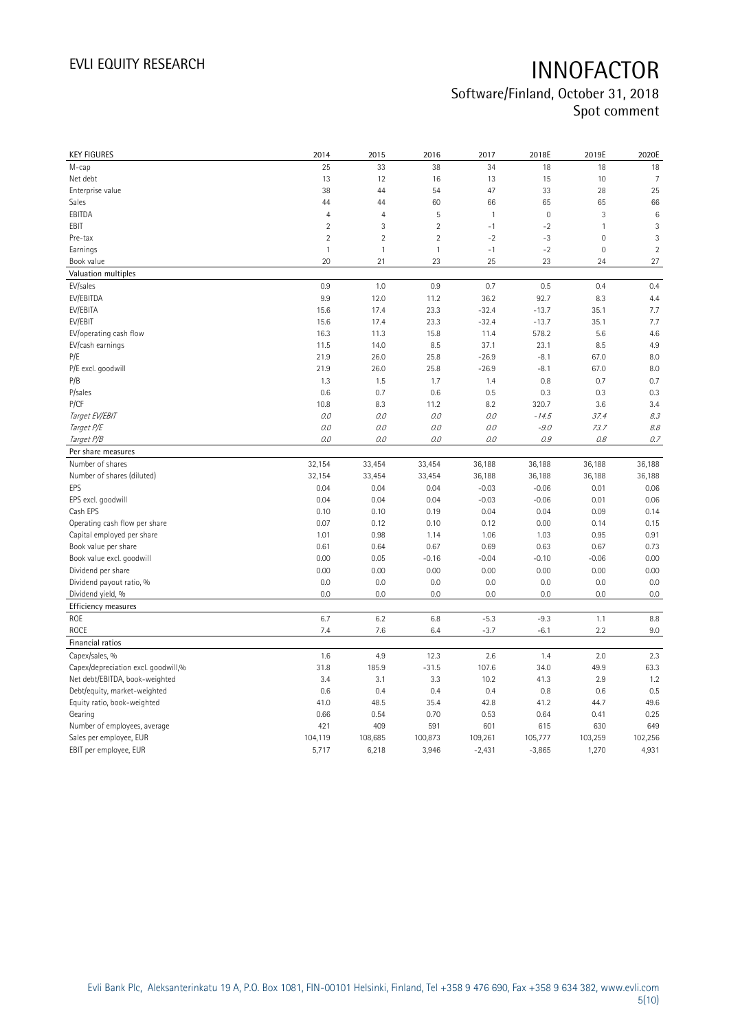| KEY FIGURES | 2014 | 2015 | 2016 | 2017 | 2018E | 2019E | 2020E |
|---|---|---|---|---|---|---|---|
| M-cap | 25 | 33 | 38 | 34 | 18 | 18 | 18 |
| Net debt | 13 | 12 | 16 | 13 | 15 | 10 | 7 |
| Enterprise value | 38 | 44 | 54 | 47 | 33 | 28 | 25 |
| Sales | 44 | 44 | 60 | 66 | 65 | 65 | 66 |
| EBITDA | 4 | 4 | 5 | 1 | 0 | 3 | 6 |
| EBIT | 2 | 3 | 2 | -1 | -2 | 1 | 3 |
| Pre-tax | 2 | 2 | 2 | -2 | -3 | 0 | 3 |
| Earnings | 1 | 1 | 1 | -1 | -2 | 0 | 2 |
| Book value | 20 | 21 | 23 | 25 | 23 | 24 | 27 |
| **Valuation multiples** | | | | | | | |
| EV/sales | 0.9 | 1.0 | 0.9 | 0.7 | 0.5 | 0.4 | 0.4 |
| EV/EBITDA | 9.9 | 12.0 | 11.2 | 36.2 | 92.7 | 8.3 | 4.4 |
| EV/EBITA | 15.6 | 17.4 | 23.3 | -32.4 | -13.7 | 35.1 | 7.7 |
| EV/EBIT | 15.6 | 17.4 | 23.3 | -32.4 | -13.7 | 35.1 | 7.7 |
| EV/operating cash flow | 16.3 | 11.3 | 15.8 | 11.4 | 578.2 | 5.6 | 4.6 |
| EV/cash earnings | 11.5 | 14.0 | 8.5 | 37.1 | 23.1 | 8.5 | 4.9 |
| P/E | 21.9 | 26.0 | 25.8 | -26.9 | -8.1 | 67.0 | 8.0 |
| P/E excl. goodwill | 21.9 | 26.0 | 25.8 | -26.9 | -8.1 | 67.0 | 8.0 |
| P/B | 1.3 | 1.5 | 1.7 | 1.4 | 0.8 | 0.7 | 0.7 |
| P/sales | 0.6 | 0.7 | 0.6 | 0.5 | 0.3 | 0.3 | 0.3 |
| P/CF | 10.8 | 8.3 | 11.2 | 8.2 | 320.7 | 3.6 | 3.4 |
| *Target EV/EBIT* | *0.0* | *0.0* | *0.0* | *0.0* | *-14.5* | *37.4* | *8.3* |
| *Target P/E* | *0.0* | *0.0* | *0.0* | *0.0* | *-9.0* | *73.7* | *8.8* |
| *Target P/B* | *0.0* | *0.0* | *0.0* | *0.0* | *0.9* | *0.8* | *0.7* |
| **Per share measures** | | | | | | | |
| Number of shares | 32,154 | 33,454 | 33,454 | 36,188 | 36,188 | 36,188 | 36,188 |
| Number of shares (diluted) | 32,154 | 33,454 | 33,454 | 36,188 | 36,188 | 36,188 | 36,188 |
| EPS | 0.04 | 0.04 | 0.04 | -0.03 | -0.06 | 0.01 | 0.06 |
| EPS excl. goodwill | 0.04 | 0.04 | 0.04 | -0.03 | -0.06 | 0.01 | 0.06 |
| Cash EPS | 0.10 | 0.10 | 0.19 | 0.04 | 0.04 | 0.09 | 0.14 |
| Operating cash flow per share | 0.07 | 0.12 | 0.10 | 0.12 | 0.00 | 0.14 | 0.15 |
| Capital employed per share | 1.01 | 0.98 | 1.14 | 1.06 | 1.03 | 0.95 | 0.91 |
| Book value per share | 0.61 | 0.64 | 0.67 | 0.69 | 0.63 | 0.67 | 0.73 |
| Book value excl. goodwill | 0.00 | 0.05 | -0.16 | -0.04 | -0.10 | -0.06 | 0.00 |
| Dividend per share | 0.00 | 0.00 | 0.00 | 0.00 | 0.00 | 0.00 | 0.00 |
| Dividend payout ratio, % | 0.0 | 0.0 | 0.0 | 0.0 | 0.0 | 0.0 | 0.0 |
| Dividend yield, % | 0.0 | 0.0 | 0.0 | 0.0 | 0.0 | 0.0 | 0.0 |
| **Efficiency measures** | | | | | | | |
| ROE | 6.7 | 6.2 | 6.8 | -5.3 | -9.3 | 1.1 | 8.8 |
| ROCE | 7.4 | 7.6 | 6.4 | -3.7 | -6.1 | 2.2 | 9.0 |
| **Financial ratios** | | | | | | | |
| Capex/sales, % | 1.6 | 4.9 | 12.3 | 2.6 | 1.4 | 2.0 | 2.3 |
| Capex/depreciation excl. goodwill,% | 31.8 | 185.9 | -31.5 | 107.6 | 34.0 | 49.9 | 63.3 |
| Net debt/EBITDA, book-weighted | 3.4 | 3.1 | 3.3 | 10.2 | 41.3 | 2.9 | 1.2 |
| Debt/equity, market-weighted | 0.6 | 0.4 | 0.4 | 0.4 | 0.8 | 0.6 | 0.5 |
| Equity ratio, book-weighted | 41.0 | 48.5 | 35.4 | 42.8 | 41.2 | 44.7 | 49.6 |
| Gearing | 0.66 | 0.54 | 0.70 | 0.53 | 0.64 | 0.41 | 0.25 |
| Number of employees, average | 421 | 409 | 591 | 601 | 615 | 630 | 649 |
| Sales per employee, EUR | 104,119 | 108,685 | 100,873 | 109,261 | 105,777 | 103,259 | 102,256 |
| EBIT per employee, EUR | 5,717 | 6,218 | 3,946 | -2,431 | -3,865 | 1,270 | 4,931 |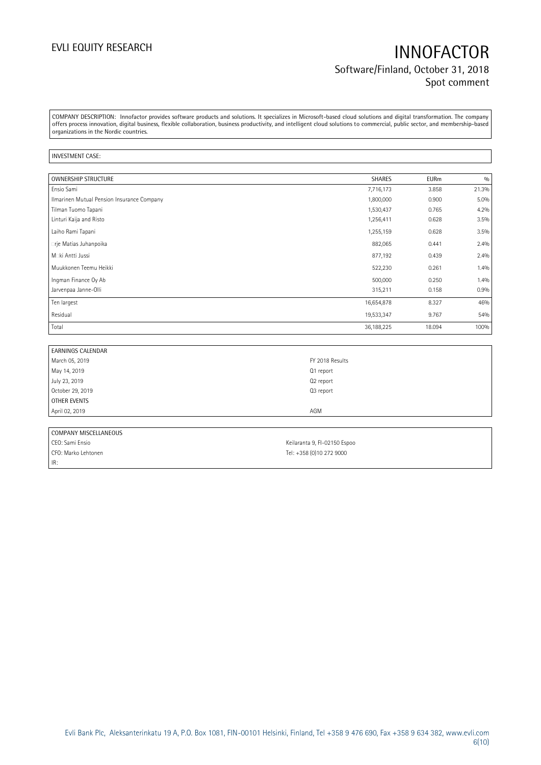COMPANY DESCRIPTION: Innofactor provides software products and solutions. It specializes in Microsoft-based cloud solutions and digital transformation. The company offers process innovation, digital business, flexible collaboration, business productivity, and intelligent cloud solutions to commercial, public sector, and membership-based organizations in the Nordic countries.

INVESTMENT CASE:

| OWNERSHIP STRUCTURE | SHARES | EURm | % |
|---|---|---|---|
| Ensio Sami | 7,716,173 | 3.858 | 21.3% |
| Ilmarinen Mutual Pension Insurance Company | 1,800,000 | 0.900 | 5.0% |
| Tilman Tuomo Tapani | 1,530,437 | 0.765 | 4.2% |
| Linturi Kaija and Risto | 1,256,411 | 0.628 | 3.5% |
| Laiho Rami Tapani | 1,255,159 | 0.628 | 3.5% |
| �rje Matias Juhanpoika | 882,065 | 0.441 | 2.4% |
| M�ki Antti Jussi | 877,192 | 0.439 | 2.4% |
| Muukkonen Teemu Heikki | 522,230 | 0.261 | 1.4% |
| Ingman Finance Oy Ab | 500,000 | 0.250 | 1.4% |
| Jarvenpaa Janne-Olli | 315,211 | 0.158 | 0.9% |
| Ten largest | 16,654,878 | 8.327 | 46% |
| Residual | 19,533,347 | 9.767 | 54% |
| Total | 36,188,225 | 18.094 | 100% |

| EARNINGS CALENDAR | |
|---|---|
| March 05, 2019 | FY 2018 Results |
| May 14, 2019 | Q1 report |
| July 23, 2019 | Q2 report |
| October 29, 2019 | Q3 report |
| OTHER EVENTS | |
| April 02, 2019 | AGM |

| COMPANY MISCELLANEOUS | |
|---|---|
| CEO: Sami Ensio | Keilaranta 9, FI-02150 Espoo |
| CFO: Marko Lehtonen | Tel: +358 (0)10 272 9000 |
| IR: | |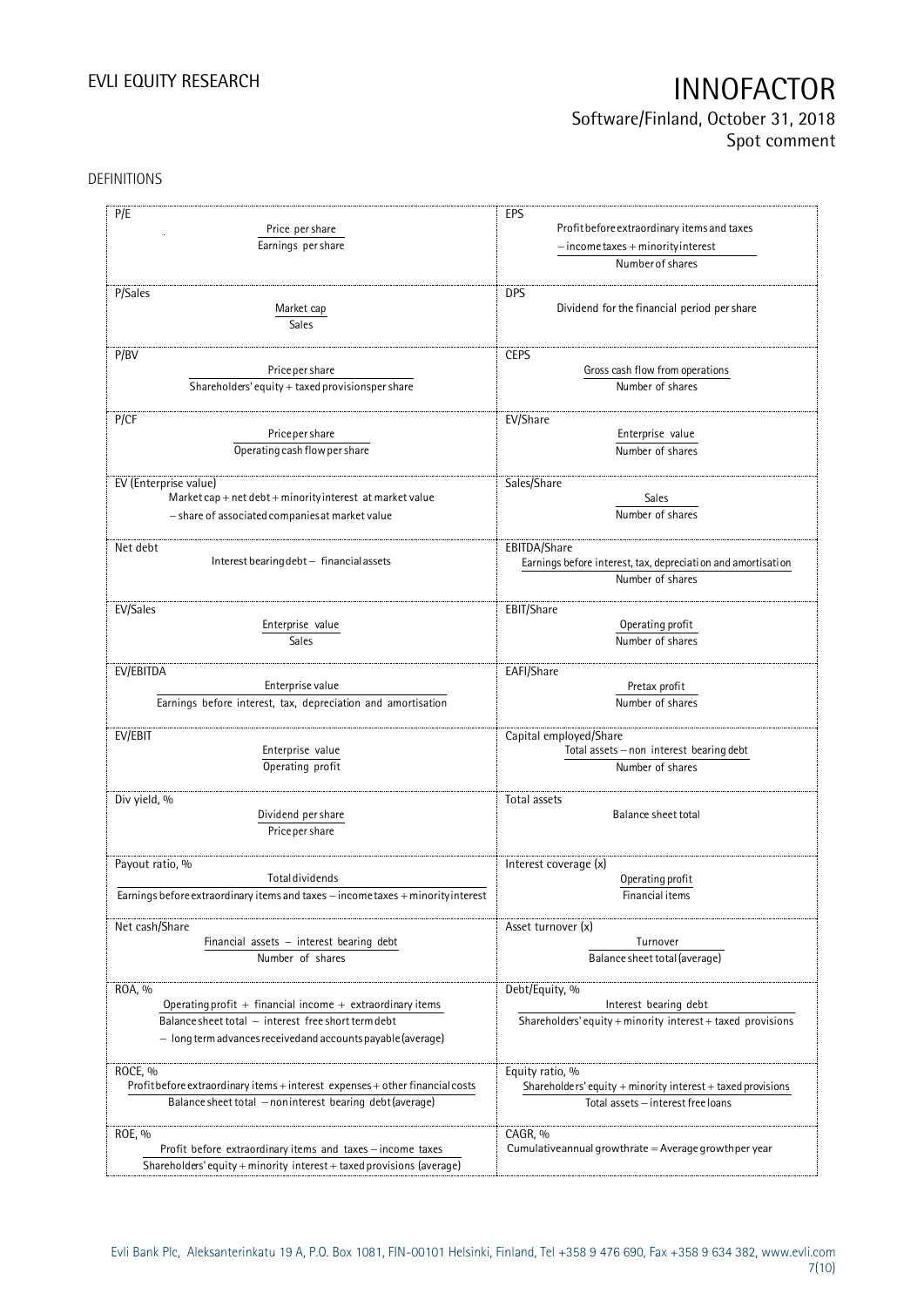DEFINITIONS

| | |
|---|---|
| **P/E**<br>$$\frac{\text{Price per share}}{\text{Earnings per share}}$$ | **EPS**<br>$$\frac{\text{Profit before extraordinary items and taxes} - \text{income taxes} + \text{minority interest}}{\text{Number of shares}}$$ |
| **P/Sales**<br>$$\frac{\text{Market cap}}{\text{Sales}}$$ | **DPS**<br>Dividend for the financial period per share |
| **P/BV**<br>$$\frac{\text{Price per share}}{\text{Shareholders' equity} + \text{taxed provisions per share}}$$ | **CEPS**<br>$$\frac{\text{Gross cash flow from operations}}{\text{Number of shares}}$$ |
| **P/CF**<br>$$\frac{\text{Price per share}}{\text{Operating cash flow per share}}$$ | **EV/Share**<br>$$\frac{\text{Enterprise value}}{\text{Number of shares}}$$ |
| **EV (Enterprise value)**<br>Market cap + net debt + minority interest at market value − share of associated companies at market value | **Sales/Share**<br>$$\frac{\text{Sales}}{\text{Number of shares}}$$ |
| **Net debt**<br>Interest bearing debt − financial assets | **EBITDA/Share**<br>$$\frac{\text{Earnings before interest, tax, depreciation and amortisation}}{\text{Number of shares}}$$ |
| **EV/Sales**<br>$$\frac{\text{Enterprise value}}{\text{Sales}}$$ | **EBIT/Share**<br>$$\frac{\text{Operating profit}}{\text{Number of shares}}$$ |
| **EV/EBITDA**<br>$$\frac{\text{Enterprise value}}{\text{Earnings before interest, tax, depreciation and amortisation}}$$ | **EAFI/Share**<br>$$\frac{\text{Pretax profit}}{\text{Number of shares}}$$ |
| **EV/EBIT**<br>$$\frac{\text{Enterprise value}}{\text{Operating profit}}$$ | **Capital employed/Share**<br>$$\frac{\text{Total assets} - \text{non interest bearing debt}}{\text{Number of shares}}$$ |
| **Div yield, %**<br>$$\frac{\text{Dividend per share}}{\text{Price per share}}$$ | **Total assets**<br>Balance sheet total |
| **Payout ratio, %**<br>$$\frac{\text{Total dividends}}{\text{Earnings before extraordinary items and taxes} - \text{income taxes} + \text{minority interest}}$$ | **Interest coverage (x)**<br>$$\frac{\text{Operating profit}}{\text{Financial items}}$$ |
| **Net cash/Share**<br>$$\frac{\text{Financial assets} - \text{interest bearing debt}}{\text{Number of shares}}$$ | **Asset turnover (x)**<br>$$\frac{\text{Turnover}}{\text{Balance sheet total (average)}}$$ |
| **ROA, %**<br>$$\frac{\text{Operating profit} + \text{financial income} + \text{extraordinary items}}{\text{Balance sheet total} - \text{interest free short term debt} - \text{long term advances received and accounts payable (average)}}$$ | **Debt/Equity, %**<br>$$\frac{\text{Interest bearing debt}}{\text{Shareholders' equity} + \text{minority interest} + \text{taxed provisions}}$$ |
| **ROCE, %**<br>$$\frac{\text{Profit before extraordinary items} + \text{interest expenses} + \text{other financial costs}}{\text{Balance sheet total} - \text{noninterest bearing debt (average)}}$$ | **Equity ratio, %**<br>$$\frac{\text{Shareholders' equity} + \text{minority interest} + \text{taxed provisions}}{\text{Total assets} - \text{interest free loans}}$$ |
| **ROE, %**<br>$$\frac{\text{Profit before extraordinary items and taxes} - \text{income taxes}}{\text{Shareholders' equity} + \text{minority interest} + \text{taxed provisions (average)}}$$ | **CAGR, %**<br>Cumulative annual growth rate = Average growth per year |

Evli Bank Plc, Aleksanterinkatu 19 A, P.O. Box 1081, FIN-00101 Helsinki, Finland, Tel +358 9 476 690, Fax +358 9 634 382, www.evli.com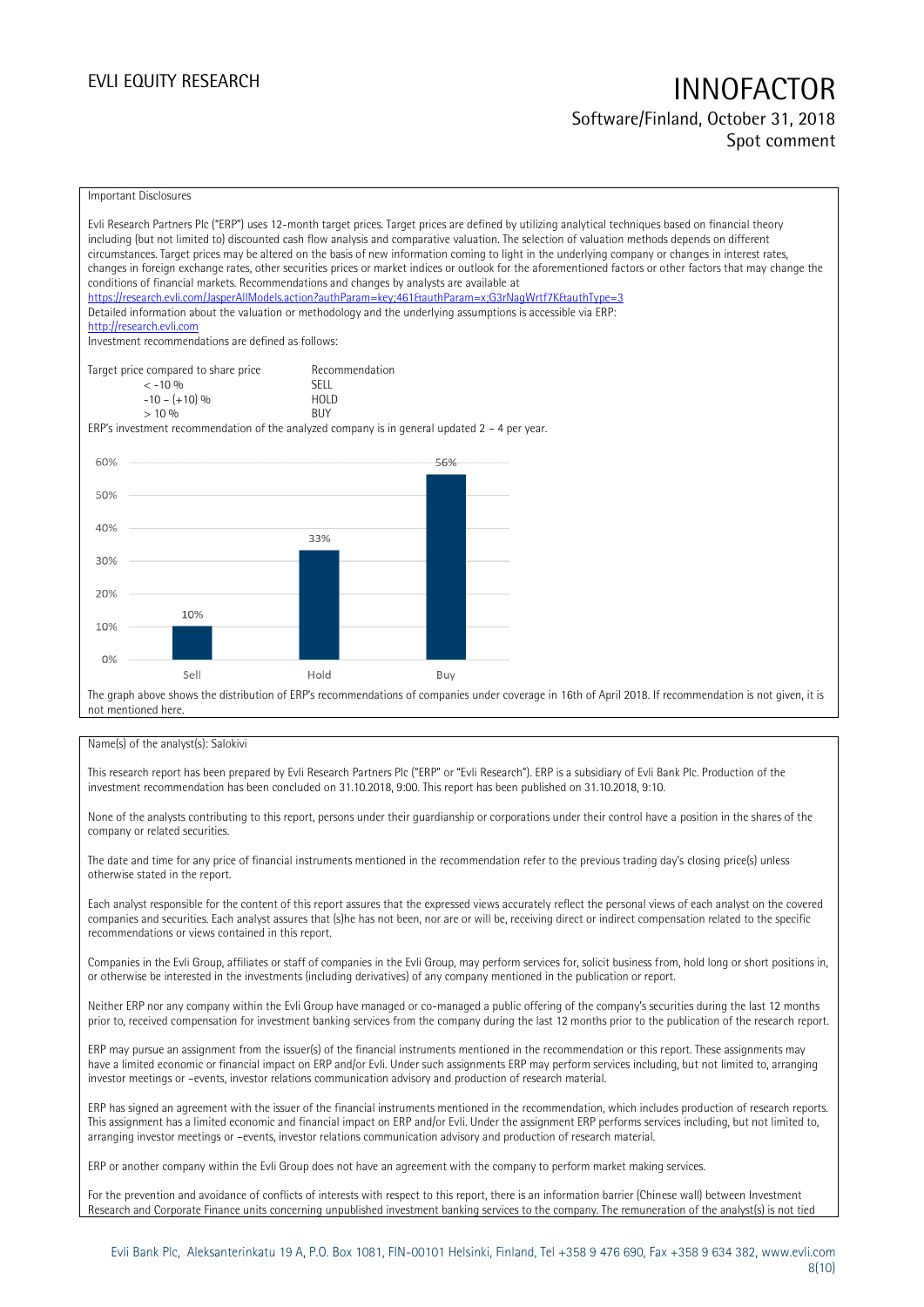Important Disclosures

Evli Research Partners Plc ("ERP") uses 12-month target prices. Target prices are defined by utilizing analytical techniques based on financial theory including (but not limited to) discounted cash flow analysis and comparative valuation. The selection of valuation methods depends on different circumstances. Target prices may be altered on the basis of new information coming to light in the underlying company or changes in interest rates, changes in foreign exchange rates, other securities prices or market indices or outlook for the aforementioned factors or other factors that may change the conditions of financial markets. Recommendations and changes by analysts are available at https://research.evli.com/JasperAllModels.action?authParam=key;461&authParam=x;G3rNagWrtf7K&authType=3
Detailed information about the valuation or methodology and the underlying assumptions is accessible via ERP: http://research.evli.com
Investment recommendations are defined as follows:

| Target price compared to share price | Recommendation |
|---|---|
| < -10 % | SELL |
| -10 – (+10) % | HOLD |
| > 10 % | BUY |

ERP's investment recommendation of the analyzed company is in general updated 2 – 4 per year.

| | Sell | Hold | Buy |
|---|---|---|---|
| Distribution | 10% | 33% | 56% |

The graph above shows the distribution of ERP's recommendations of companies under coverage in 16th of April 2018. If recommendation is not given, it is not mentioned here.

Name(s) of the analyst(s): Salokivi

This research report has been prepared by Evli Research Partners Plc ("ERP" or "Evli Research"). ERP is a subsidiary of Evli Bank Plc. Production of the investment recommendation has been concluded on 31.10.2018, 9:00. This report has been published on 31.10.2018, 9:10.

None of the analysts contributing to this report, persons under their guardianship or corporations under their control have a position in the shares of the company or related securities.

The date and time for any price of financial instruments mentioned in the recommendation refer to the previous trading day's closing price(s) unless otherwise stated in the report.

Each analyst responsible for the content of this report assures that the expressed views accurately reflect the personal views of each analyst on the covered companies and securities. Each analyst assures that (s)he has not been, nor are or will be, receiving direct or indirect compensation related to the specific recommendations or views contained in this report.

Companies in the Evli Group, affiliates or staff of companies in the Evli Group, may perform services for, solicit business from, hold long or short positions in, or otherwise be interested in the investments (including derivatives) of any company mentioned in the publication or report.

Neither ERP nor any company within the Evli Group have managed or co-managed a public offering of the company's securities during the last 12 months prior to, received compensation for investment banking services from the company during the last 12 months prior to the publication of the research report.

ERP may pursue an assignment from the issuer(s) of the financial instruments mentioned in the recommendation or this report. These assignments may have a limited economic or financial impact on ERP and/or Evli. Under such assignments ERP may perform services including, but not limited to, arranging investor meetings or –events, investor relations communication advisory and production of research material.

ERP has signed an agreement with the issuer of the financial instruments mentioned in the recommendation, which includes production of research reports. This assignment has a limited economic and financial impact on ERP and/or Evli. Under the assignment ERP performs services including, but not limited to, arranging investor meetings or –events, investor relations communication advisory and production of research material.

ERP or another company within the Evli Group does not have an agreement with the company to perform market making services.

For the prevention and avoidance of conflicts of interests with respect to this report, there is an information barrier (Chinese wall) between Investment Research and Corporate Finance units concerning unpublished investment banking services to the company. The remuneration of the analyst(s) is not tied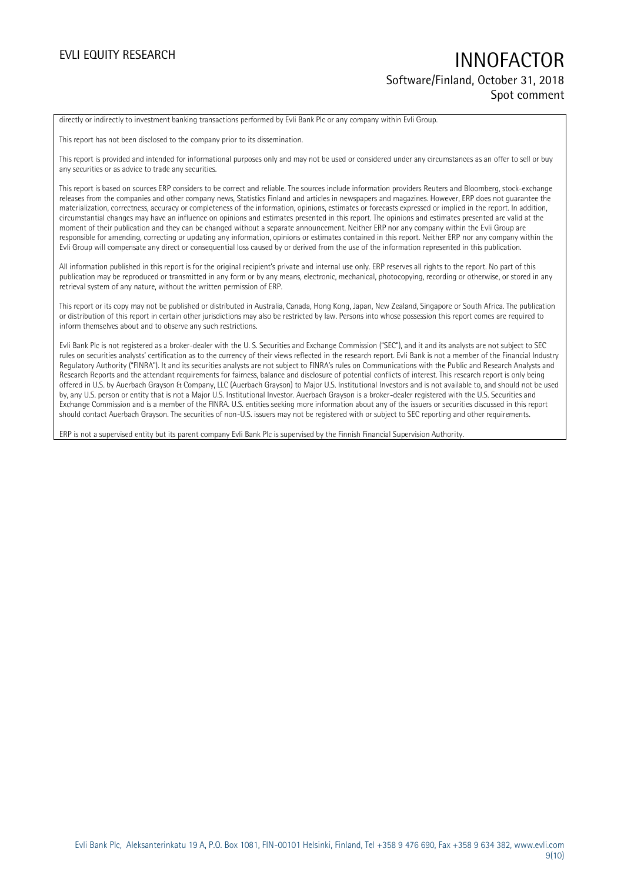directly or indirectly to investment banking transactions performed by Evli Bank Plc or any company within Evli Group.

This report has not been disclosed to the company prior to its dissemination.

This report is provided and intended for informational purposes only and may not be used or considered under any circumstances as an offer to sell or buy any securities or as advice to trade any securities.

This report is based on sources ERP considers to be correct and reliable. The sources include information providers Reuters and Bloomberg, stock-exchange releases from the companies and other company news, Statistics Finland and articles in newspapers and magazines. However, ERP does not guarantee the materialization, correctness, accuracy or completeness of the information, opinions, estimates or forecasts expressed or implied in the report. In addition, circumstantial changes may have an influence on opinions and estimates presented in this report. The opinions and estimates presented are valid at the moment of their publication and they can be changed without a separate announcement. Neither ERP nor any company within the Evli Group are responsible for amending, correcting or updating any information, opinions or estimates contained in this report. Neither ERP nor any company within the Evli Group will compensate any direct or consequential loss caused by or derived from the use of the information represented in this publication.

All information published in this report is for the original recipient's private and internal use only. ERP reserves all rights to the report. No part of this publication may be reproduced or transmitted in any form or by any means, electronic, mechanical, photocopying, recording or otherwise, or stored in any retrieval system of any nature, without the written permission of ERP.

This report or its copy may not be published or distributed in Australia, Canada, Hong Kong, Japan, New Zealand, Singapore or South Africa. The publication or distribution of this report in certain other jurisdictions may also be restricted by law. Persons into whose possession this report comes are required to inform themselves about and to observe any such restrictions.

Evli Bank Plc is not registered as a broker-dealer with the U. S. Securities and Exchange Commission ("SEC"), and it and its analysts are not subject to SEC rules on securities analysts' certification as to the currency of their views reflected in the research report. Evli Bank is not a member of the Financial Industry Regulatory Authority ("FINRA"). It and its securities analysts are not subject to FINRA's rules on Communications with the Public and Research Analysts and Research Reports and the attendant requirements for fairness, balance and disclosure of potential conflicts of interest. This research report is only being offered in U.S. by Auerbach Grayson & Company, LLC (Auerbach Grayson) to Major U.S. Institutional Investors and is not available to, and should not be used by, any U.S. person or entity that is not a Major U.S. Institutional Investor. Auerbach Grayson is a broker-dealer registered with the U.S. Securities and Exchange Commission and is a member of the FINRA. U.S. entities seeking more information about any of the issuers or securities discussed in this report should contact Auerbach Grayson. The securities of non-U.S. issuers may not be registered with or subject to SEC reporting and other requirements.

ERP is not a supervised entity but its parent company Evli Bank Plc is supervised by the Finnish Financial Supervision Authority.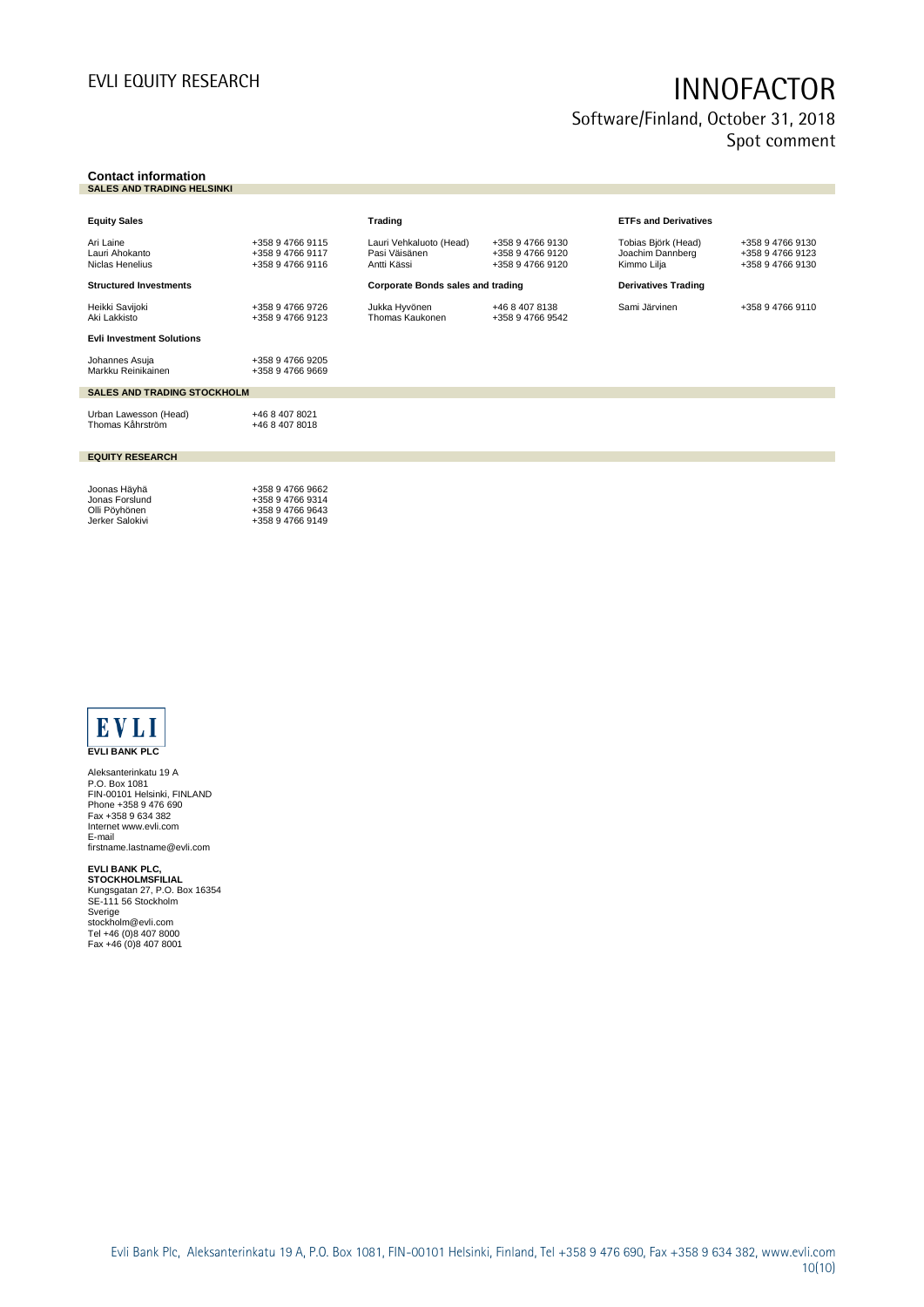## Contact information

### SALES AND TRADING HELSINKI

| Equity Sales | | Trading | | ETFs and Derivatives | |
|---|---|---|---|---|---|
| Ari Laine | +358 9 4766 9115 | Lauri Vehkaluoto (Head) | +358 9 4766 9130 | Tobias Björk (Head) | +358 9 4766 9130 |
| Lauri Ahokanto | +358 9 4766 9117 | Pasi Väisänen | +358 9 4766 9120 | Joachim Dannberg | +358 9 4766 9123 |
| Niclas Henelius | +358 9 4766 9116 | Antti Kässi | +358 9 4766 9120 | Kimmo Lilja | +358 9 4766 9130 |
| **Structured Investments** | | **Corporate Bonds sales and trading** | | **Derivatives Trading** | |
| Heikki Savijoki | +358 9 4766 9726 | Jukka Hyvönen | +46 8 407 8138 | Sami Järvinen | +358 9 4766 9110 |
| Aki Lakkisto | +358 9 4766 9123 | Thomas Kaukonen | +358 9 4766 9542 | | |
| **Evli Investment Solutions** | | | | | |
| Johannes Asuja | +358 9 4766 9205 | | | | |
| Markku Reinikainen | +358 9 4766 9669 | | | | |

### SALES AND TRADING STOCKHOLM

| | |
|---|---|
| Urban Lawesson (Head) | +46 8 407 8021 |
| Thomas Kåhrström | +46 8 407 8018 |

### EQUITY RESEARCH

| | |
|---|---|
| Joonas Häyhä | +358 9 4766 9662 |
| Jonas Forslund | +358 9 4766 9314 |
| Olli Pöyhönen | +358 9 4766 9643 |
| Jerker Salokivi | +358 9 4766 9149 |

EVLI

**EVLI BANK PLC**

Aleksanterinkatu 19 A
P.O. Box 1081
FIN-00101 Helsinki, FINLAND
Phone +358 9 476 690
Fax +358 9 634 382
Internet www.evli.com
E-mail
firstname.lastname@evli.com

**EVLI BANK PLC,**
**STOCKHOLMSFILIAL**
Kungsgatan 27, P.O. Box 16354
SE-111 56 Stockholm
Sverige
stockholm@evli.com
Tel +46 (0)8 407 8000
Fax +46 (0)8 407 8001